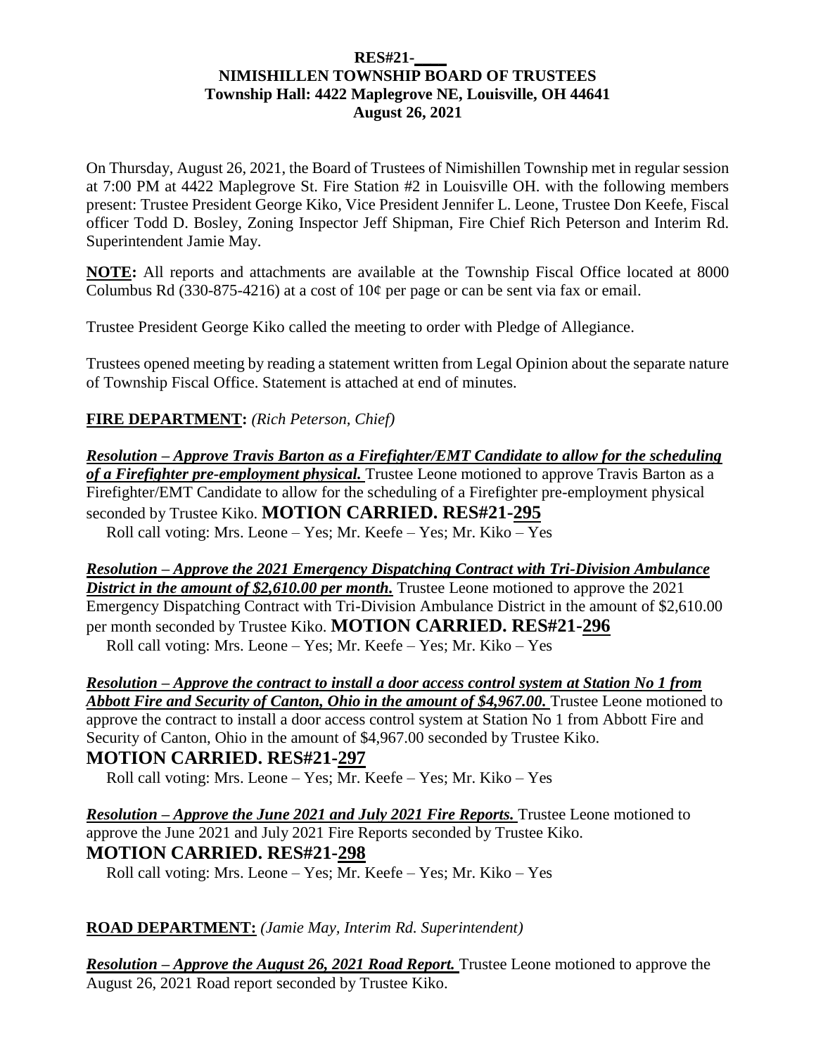**RES#21-\_\_\_\_**

**NIMISHILLEN TOWNSHIP BOARD OF TRUSTEES**

**Township Hall: 4422 Maplegrove NE, Louisville, OH 44641**

**August 26, 2021**

On Thursday, August 26, 2021, the Board of Trustees of Nimishillen Township met in regular session at 7:00 PM at 4422 Maplegrove St. Fire Station #2 in Louisville OH. with the following members present: Trustee President George Kiko, Vice President Jennifer L. Leone, Trustee Don Keefe, Fiscal officer Todd D. Bosley, Zoning Inspector Jeff Shipman, Fire Chief Rich Peterson and Interim Rd. Superintendent Jamie May.

**NOTE:** All reports and attachments are available at the Township Fiscal Office located at 8000 Columbus Rd (330-875-4216) at a cost of 10¢ per page or can be sent via fax or email.

Trustee President George Kiko called the meeting to order with Pledge of Allegiance.

Trustees opened meeting by reading a statement written from Legal Opinion about the separate nature of Township Fiscal Office. Statement is attached at end of minutes.

**FIRE DEPARTMENT:** *(Rich Peterson, Chief)*

***Resolution – Approve Travis Barton as a Firefighter/EMT Candidate to allow for the scheduling of a Firefighter pre-employment physical.*** Trustee Leone motioned to approve Travis Barton as a Firefighter/EMT Candidate to allow for the scheduling of a Firefighter pre-employment physical seconded by Trustee Kiko. **MOTION CARRIED. RES#21-295**

Roll call voting: Mrs. Leone – Yes; Mr. Keefe – Yes; Mr. Kiko – Yes

***Resolution – Approve the 2021 Emergency Dispatching Contract with Tri-Division Ambulance District in the amount of $2,610.00 per month.*** Trustee Leone motioned to approve the 2021 Emergency Dispatching Contract with Tri-Division Ambulance District in the amount of $2,610.00 per month seconded by Trustee Kiko. **MOTION CARRIED. RES#21-296**

Roll call voting: Mrs. Leone – Yes; Mr. Keefe – Yes; Mr. Kiko – Yes

***Resolution – Approve the contract to install a door access control system at Station No 1 from Abbott Fire and Security of Canton, Ohio in the amount of $4,967.00.*** Trustee Leone motioned to approve the contract to install a door access control system at Station No 1 from Abbott Fire and Security of Canton, Ohio in the amount of $4,967.00 seconded by Trustee Kiko.

**MOTION CARRIED. RES#21-297**

Roll call voting: Mrs. Leone – Yes; Mr. Keefe – Yes; Mr. Kiko – Yes

***Resolution – Approve the June 2021 and July 2021 Fire Reports.*** Trustee Leone motioned to approve the June 2021 and July 2021 Fire Reports seconded by Trustee Kiko.

**MOTION CARRIED. RES#21-298**

Roll call voting: Mrs. Leone – Yes; Mr. Keefe – Yes; Mr. Kiko – Yes

**ROAD DEPARTMENT:** *(Jamie May, Interim Rd. Superintendent)*

***Resolution – Approve the August 26, 2021 Road Report.*** Trustee Leone motioned to approve the August 26, 2021 Road report seconded by Trustee Kiko.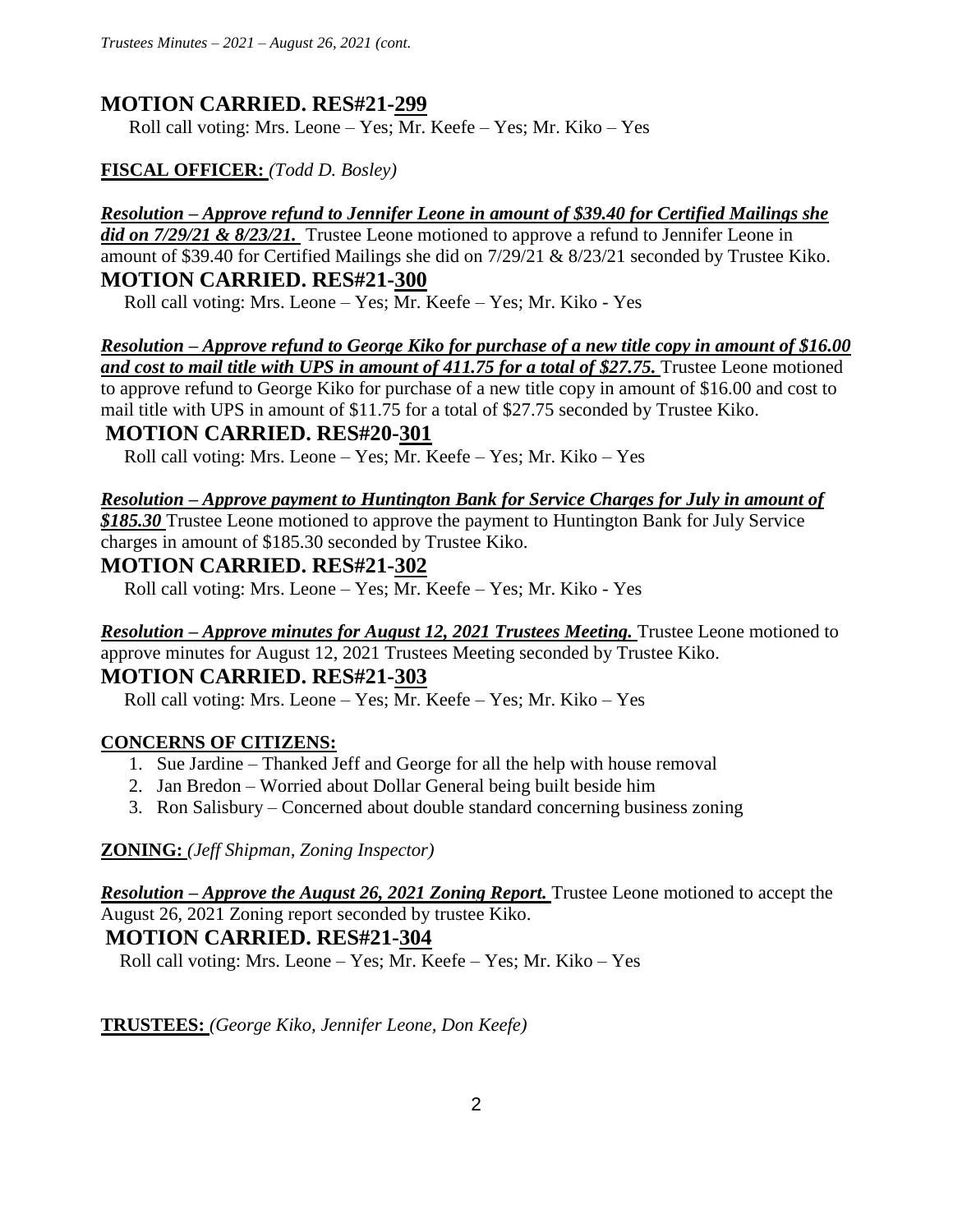**MOTION CARRIED. RES#21-299**

Roll call voting: Mrs. Leone – Yes; Mr. Keefe – Yes; Mr. Kiko – Yes

**FISCAL OFFICER:** *(Todd D. Bosley)*

***Resolution – Approve refund to Jennifer Leone in amount of $39.40 for Certified Mailings she did on 7/29/21 & 8/23/21.*** Trustee Leone motioned to approve a refund to Jennifer Leone in amount of $39.40 for Certified Mailings she did on 7/29/21 & 8/23/21 seconded by Trustee Kiko.

**MOTION CARRIED. RES#21-300**

Roll call voting: Mrs. Leone – Yes; Mr. Keefe – Yes; Mr. Kiko - Yes

***Resolution – Approve refund to George Kiko for purchase of a new title copy in amount of $16.00 and cost to mail title with UPS in amount of 411.75 for a total of $27.75.*** Trustee Leone motioned to approve refund to George Kiko for purchase of a new title copy in amount of $16.00 and cost to mail title with UPS in amount of $11.75 for a total of $27.75 seconded by Trustee Kiko.

**MOTION CARRIED. RES#20-301**

Roll call voting: Mrs. Leone – Yes; Mr. Keefe – Yes; Mr. Kiko – Yes

***Resolution – Approve payment to Huntington Bank for Service Charges for July in amount of $185.30*** Trustee Leone motioned to approve the payment to Huntington Bank for July Service charges in amount of $185.30 seconded by Trustee Kiko.

**MOTION CARRIED. RES#21-302**

Roll call voting: Mrs. Leone – Yes; Mr. Keefe – Yes; Mr. Kiko - Yes

***Resolution – Approve minutes for August 12, 2021 Trustees Meeting.*** Trustee Leone motioned to approve minutes for August 12, 2021 Trustees Meeting seconded by Trustee Kiko.

**MOTION CARRIED. RES#21-303**

Roll call voting: Mrs. Leone – Yes; Mr. Keefe – Yes; Mr. Kiko – Yes

**CONCERNS OF CITIZENS:**

1. Sue Jardine – Thanked Jeff and George for all the help with house removal
2. Jan Bredon – Worried about Dollar General being built beside him
3. Ron Salisbury – Concerned about double standard concerning business zoning

**ZONING:** *(Jeff Shipman, Zoning Inspector)*

***Resolution – Approve the August 26, 2021 Zoning Report.*** Trustee Leone motioned to accept the August 26, 2021 Zoning report seconded by trustee Kiko.

**MOTION CARRIED. RES#21-304**

Roll call voting: Mrs. Leone – Yes; Mr. Keefe – Yes; Mr. Kiko – Yes

**TRUSTEES:** *(George Kiko, Jennifer Leone, Don Keefe)*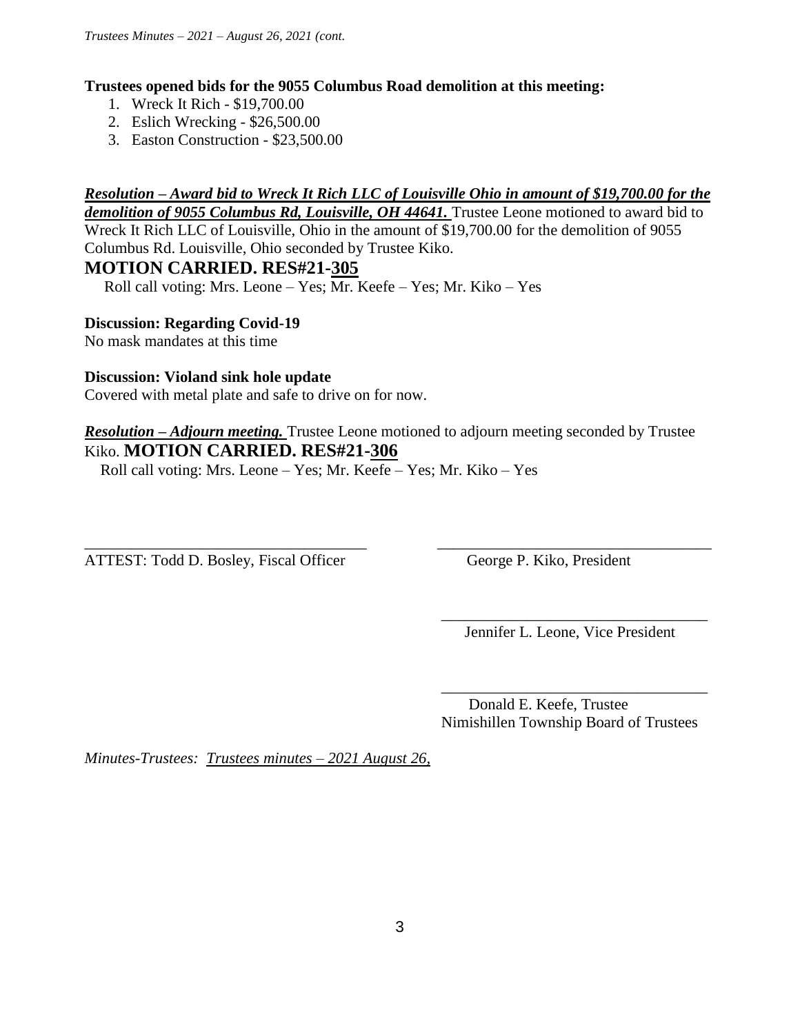**Trustees opened bids for the 9055 Columbus Road demolition at this meeting:**

1. Wreck It Rich - $19,700.00
2. Eslich Wrecking - $26,500.00
3. Easton Construction - $23,500.00

***Resolution – Award bid to Wreck It Rich LLC of Louisville Ohio in amount of $19,700.00 for the demolition of 9055 Columbus Rd, Louisville, OH 44641.*** Trustee Leone motioned to award bid to Wreck It Rich LLC of Louisville, Ohio in the amount of $19,700.00 for the demolition of 9055 Columbus Rd. Louisville, Ohio seconded by Trustee Kiko.

**MOTION CARRIED. RES#21-305**

Roll call voting: Mrs. Leone – Yes; Mr. Keefe – Yes; Mr. Kiko – Yes

**Discussion: Regarding Covid-19**

No mask mandates at this time

**Discussion: Violand sink hole update**

Covered with metal plate and safe to drive on for now.

***Resolution – Adjourn meeting.*** Trustee Leone motioned to adjourn meeting seconded by Trustee Kiko. **MOTION CARRIED. RES#21-306**

Roll call voting: Mrs. Leone – Yes; Mr. Keefe – Yes; Mr. Kiko – Yes

ATTEST: Todd D. Bosley, Fiscal Officer

George P. Kiko, President

Jennifer L. Leone, Vice President

Donald E. Keefe, Trustee
Nimishillen Township Board of Trustees

*Minutes-Trustees: Trustees minutes – 2021 August 26,*